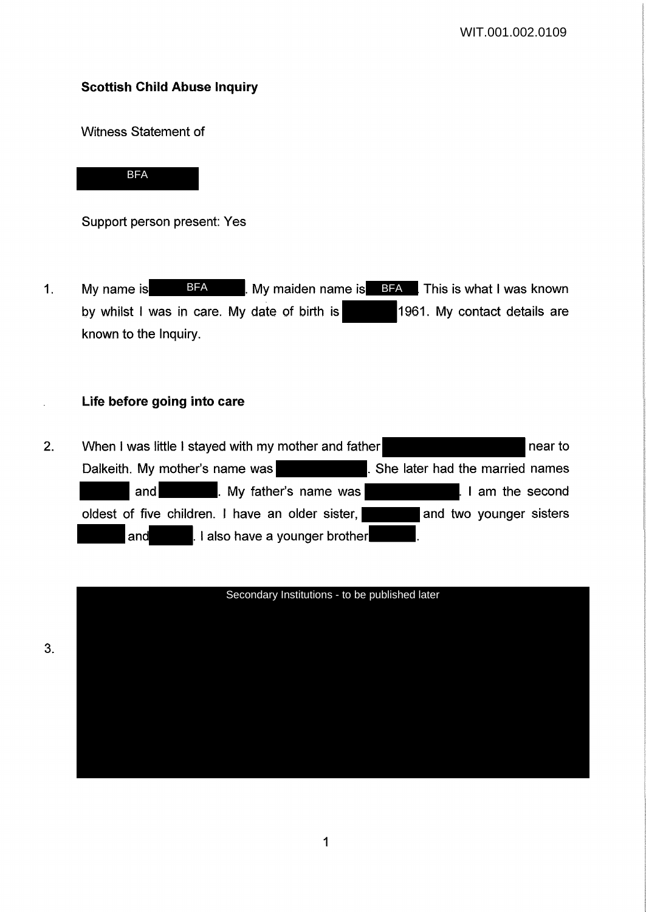WIT.001.002.0109

**Scottish Child Abuse Inquiry**

Witness Statement of

BFA

Support person present: Yes

1. My name is BFA. My maiden name is BFA. This is what I was known by whilst I was in care. My date of birth is 1961. My contact details are known to the Inquiry.

**Life before going into care**

2. When I was little I stayed with my mother and father near to Dalkeith. My mother's name was . She later had the married names and . My father's name was . I am the second oldest of five children. I have an older sister, and two younger sisters and . I also have a younger brother .

3. Secondary Institutions - to be published later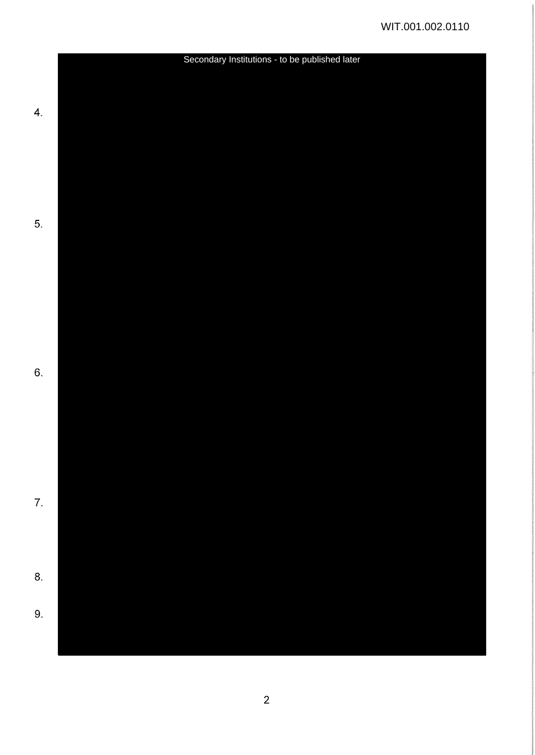Secondary Institutions - to be published later

4.

5.

6.

7.

8.

9.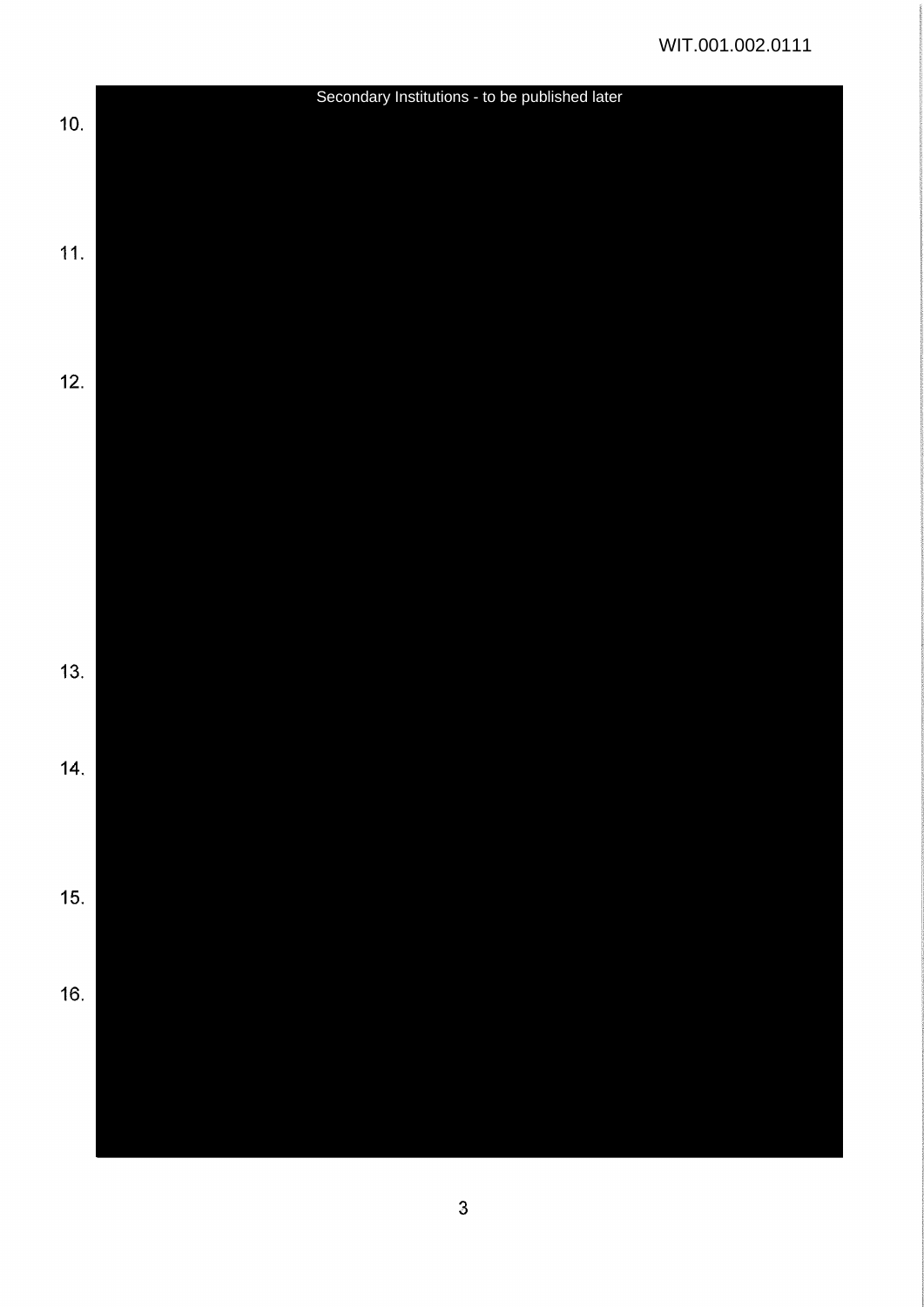Secondary Institutions - to be published later

10.

11.

12.

13.

14.

15.

16.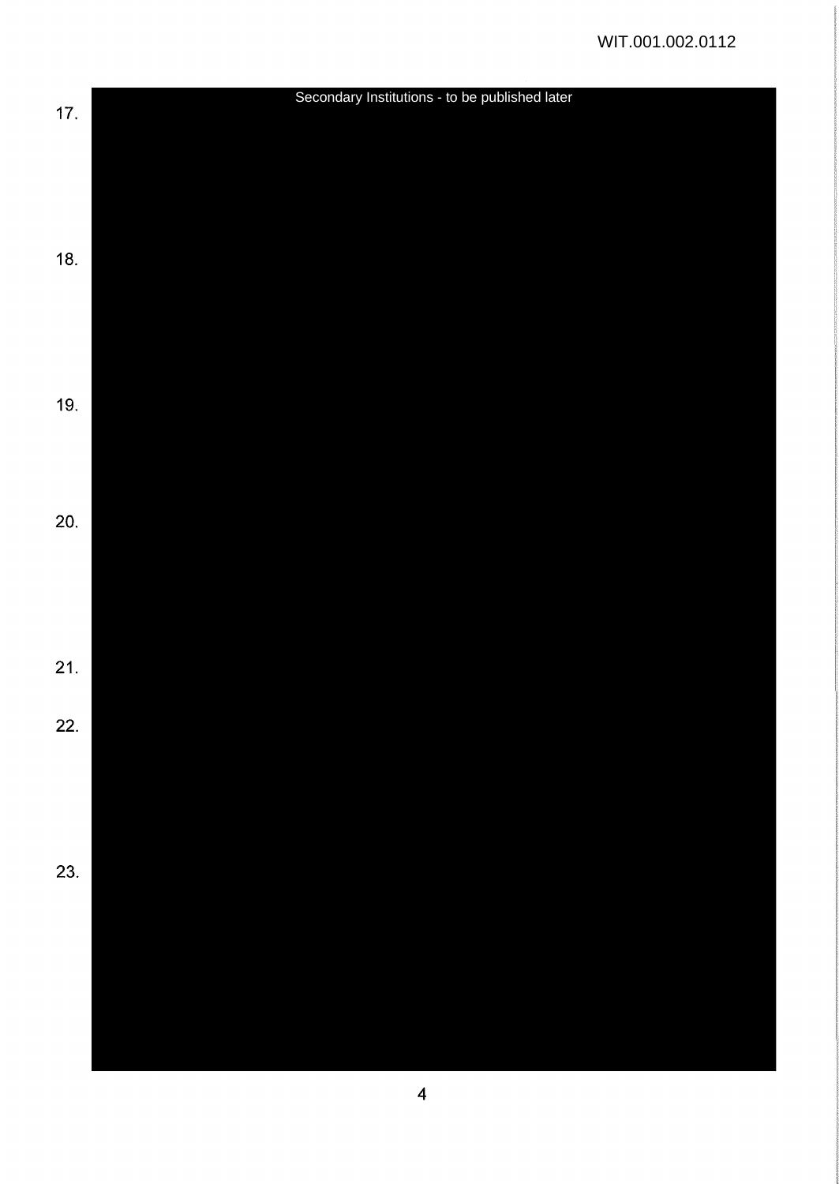Secondary Institutions - to be published later

17.

18.

19.

20.

21.

22.

23.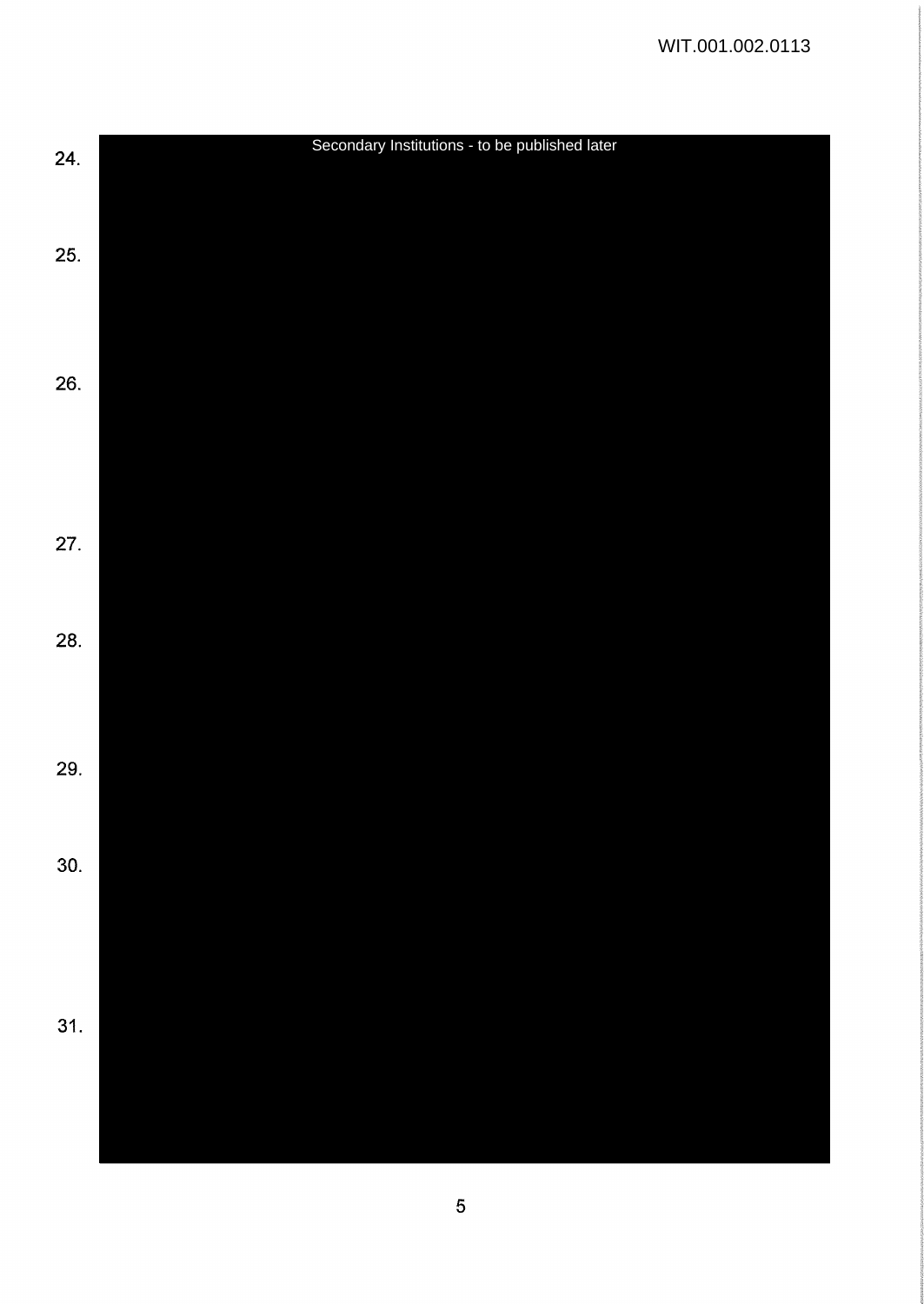Secondary Institutions - to be published later

24.

25.

26.

27.

28.

29.

30.

31.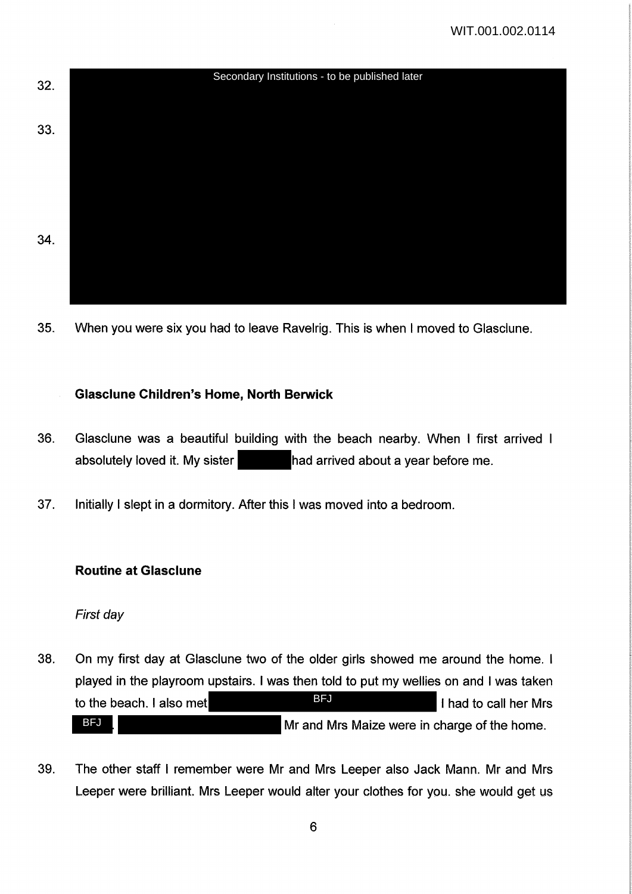32. Secondary Institutions - to be published later

33.

34.

35. When you were six you had to leave Ravelrig. This is when I moved to Glasclune.

### Glasclune Children's Home, North Berwick

36. Glasclune was a beautiful building with the beach nearby. When I first arrived I absolutely loved it. My sister had arrived about a year before me.

37. Initially I slept in a dormitory. After this I was moved into a bedroom.

### Routine at Glasclune

*First day*

38. On my first day at Glasclune two of the older girls showed me around the home. I played in the playroom upstairs. I was then told to put my wellies on and I was taken to the beach. I also met BFJ I had to call her Mrs BFJ. Mr and Mrs Maize were in charge of the home.

39. The other staff I remember were Mr and Mrs Leeper also Jack Mann. Mr and Mrs Leeper were brilliant. Mrs Leeper would alter your clothes for you. she would get us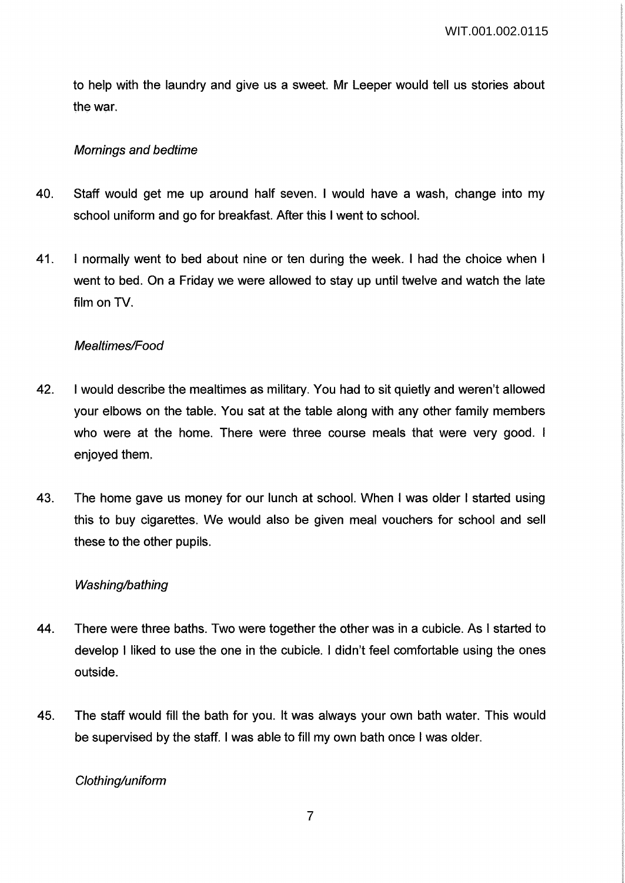to help with the laundry and give us a sweet. Mr Leeper would tell us stories about the war.

*Mornings and bedtime*

40. Staff would get me up around half seven. I would have a wash, change into my school uniform and go for breakfast. After this I went to school.

41. I normally went to bed about nine or ten during the week. I had the choice when I went to bed. On a Friday we were allowed to stay up until twelve and watch the late film on TV.

*Mealtimes/Food*

42. I would describe the mealtimes as military. You had to sit quietly and weren't allowed your elbows on the table. You sat at the table along with any other family members who were at the home. There were three course meals that were very good. I enjoyed them.

43. The home gave us money for our lunch at school. When I was older I started using this to buy cigarettes. We would also be given meal vouchers for school and sell these to the other pupils.

*Washing/bathing*

44. There were three baths. Two were together the other was in a cubicle. As I started to develop I liked to use the one in the cubicle. I didn't feel comfortable using the ones outside.

45. The staff would fill the bath for you. It was always your own bath water. This would be supervised by the staff. I was able to fill my own bath once I was older.

*Clothing/uniform*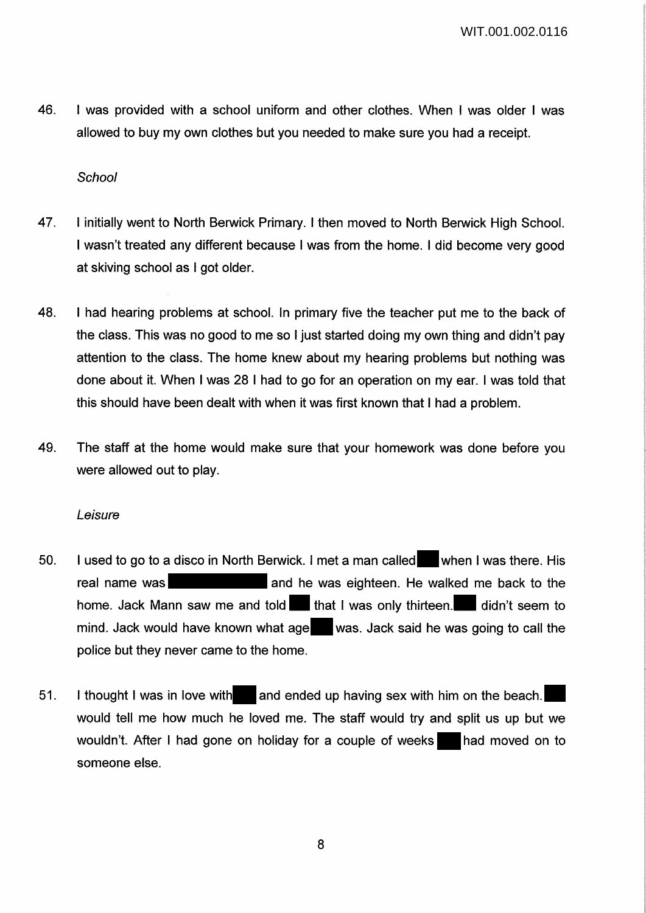46. I was provided with a school uniform and other clothes. When I was older I was allowed to buy my own clothes but you needed to make sure you had a receipt.

*School*

47. I initially went to North Berwick Primary. I then moved to North Berwick High School. I wasn't treated any different because I was from the home. I did become very good at skiving school as I got older.

48. I had hearing problems at school. In primary five the teacher put me to the back of the class. This was no good to me so I just started doing my own thing and didn't pay attention to the class. The home knew about my hearing problems but nothing was done about it. When I was 28 I had to go for an operation on my ear. I was told that this should have been dealt with when it was first known that I had a problem.

49. The staff at the home would make sure that your homework was done before you were allowed out to play.

*Leisure*

50. I used to go to a disco in North Berwick. I met a man called ██ when I was there. His real name was ██████████ and he was eighteen. He walked me back to the home. Jack Mann saw me and told ██ that I was only thirteen. ██ didn't seem to mind. Jack would have known what age ██ was. Jack said he was going to call the police but they never came to the home.

51. I thought I was in love with ██ and ended up having sex with him on the beach. ██ would tell me how much he loved me. The staff would try and split us up but we wouldn't. After I had gone on holiday for a couple of weeks ██ had moved on to someone else.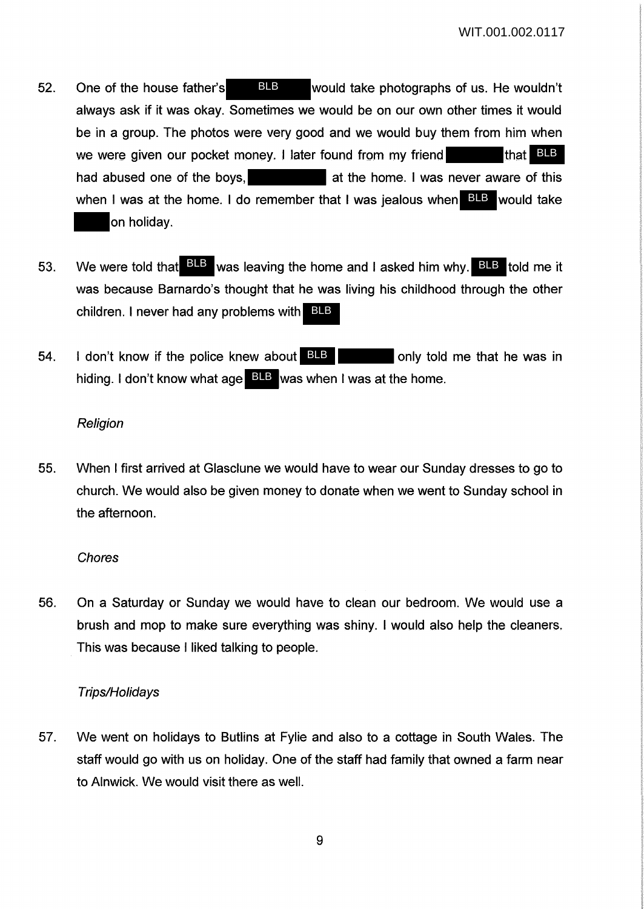52. One of the house father's BLB would take photographs of us. He wouldn't always ask if it was okay. Sometimes we would be on our own other times it would be in a group. The photos were very good and we would buy them from him when we were given our pocket money. I later found from my friend [redacted] that BLB had abused one of the boys, [redacted] at the home. I was never aware of this when I was at the home. I do remember that I was jealous when BLB would take [redacted] on holiday.

53. We were told that BLB was leaving the home and I asked him why. BLB told me it was because Barnardo's thought that he was living his childhood through the other children. I never had any problems with BLB

54. I don't know if the police knew about BLB [redacted] only told me that he was in hiding. I don't know what age BLB was when I was at the home.

*Religion*

55. When I first arrived at Glasclune we would have to wear our Sunday dresses to go to church. We would also be given money to donate when we went to Sunday school in the afternoon.

*Chores*

56. On a Saturday or Sunday we would have to clean our bedroom. We would use a brush and mop to make sure everything was shiny. I would also help the cleaners. This was because I liked talking to people.

*Trips/Holidays*

57. We went on holidays to Butlins at Fylie and also to a cottage in South Wales. The staff would go with us on holiday. One of the staff had family that owned a farm near to Alnwick. We would visit there as well.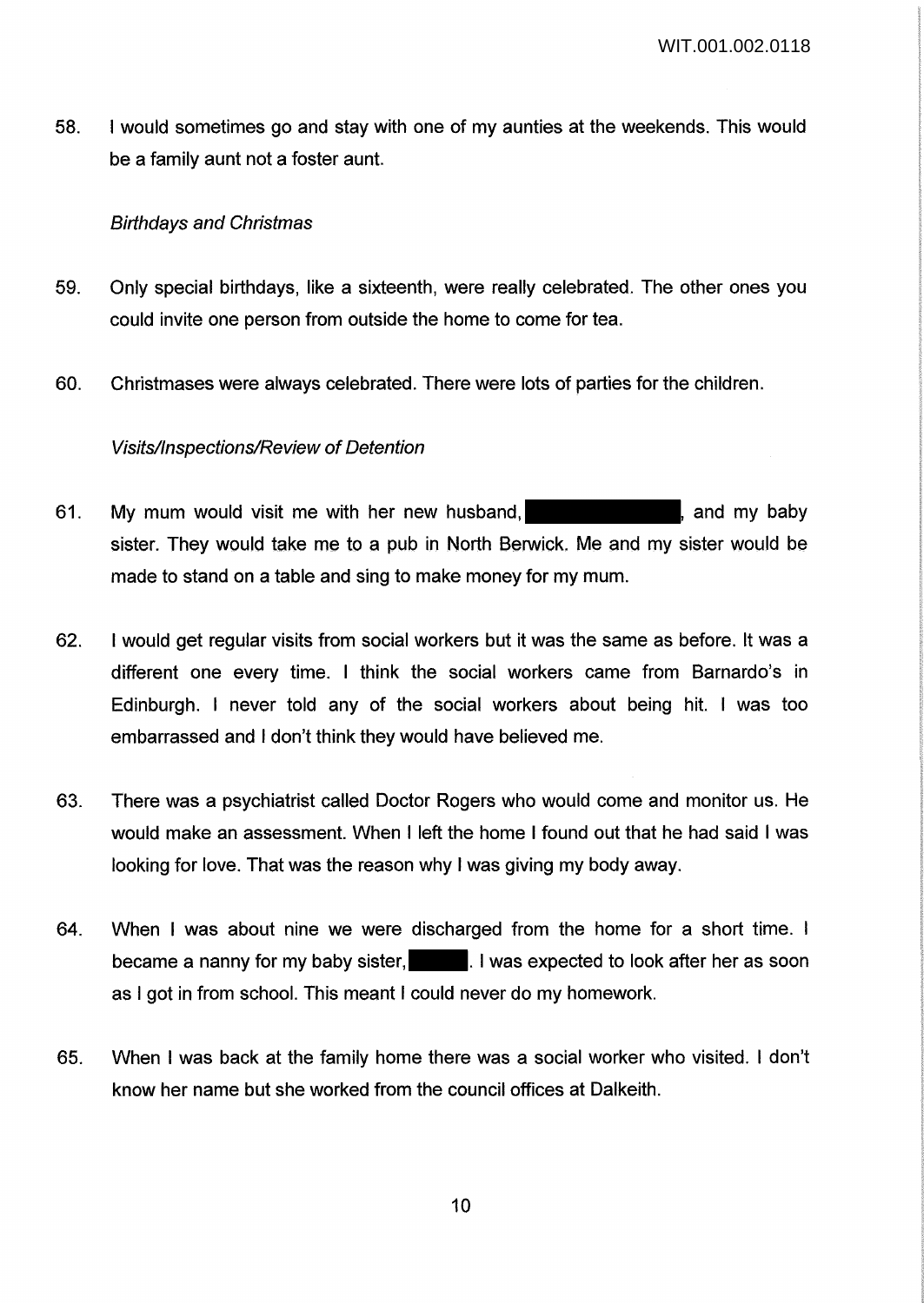58. I would sometimes go and stay with one of my aunties at the weekends. This would be a family aunt not a foster aunt.

*Birthdays and Christmas*

59. Only special birthdays, like a sixteenth, were really celebrated. The other ones you could invite one person from outside the home to come for tea.

60. Christmases were always celebrated. There were lots of parties for the children.

*Visits/Inspections/Review of Detention*

61. My mum would visit me with her new husband, [REDACTED], and my baby sister. They would take me to a pub in North Berwick. Me and my sister would be made to stand on a table and sing to make money for my mum.

62. I would get regular visits from social workers but it was the same as before. It was a different one every time. I think the social workers came from Barnardo's in Edinburgh. I never told any of the social workers about being hit. I was too embarrassed and I don't think they would have believed me.

63. There was a psychiatrist called Doctor Rogers who would come and monitor us. He would make an assessment. When I left the home I found out that he had said I was looking for love. That was the reason why I was giving my body away.

64. When I was about nine we were discharged from the home for a short time. I became a nanny for my baby sister, [REDACTED]. I was expected to look after her as soon as I got in from school. This meant I could never do my homework.

65. When I was back at the family home there was a social worker who visited. I don't know her name but she worked from the council offices at Dalkeith.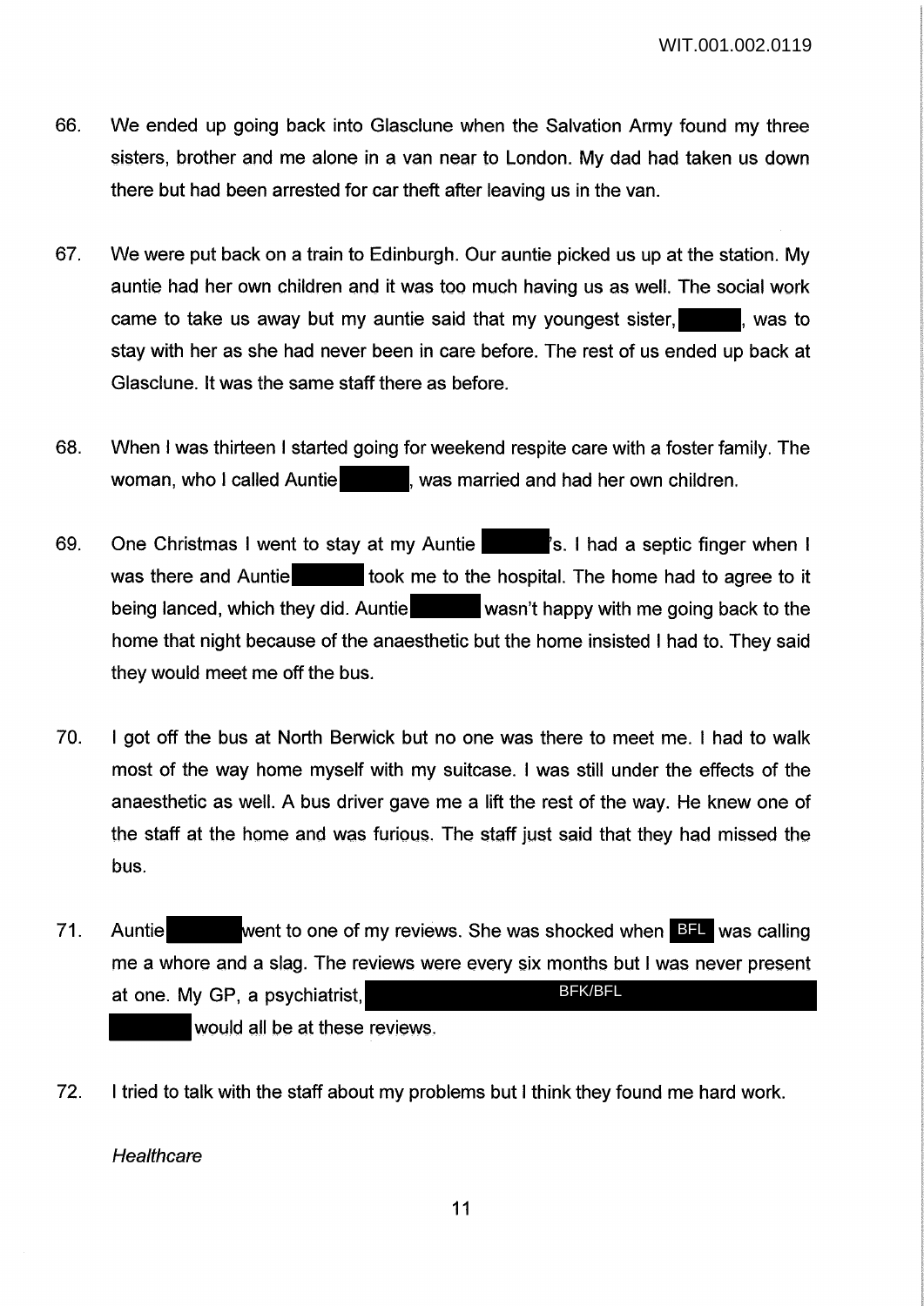66. We ended up going back into Glasclune when the Salvation Army found my three sisters, brother and me alone in a van near to London. My dad had taken us down there but had been arrested for car theft after leaving us in the van.

67. We were put back on a train to Edinburgh. Our auntie picked us up at the station. My auntie had her own children and it was too much having us as well. The social work came to take us away but my auntie said that my youngest sister, ██████, was to stay with her as she had never been in care before. The rest of us ended up back at Glasclune. It was the same staff there as before.

68. When I was thirteen I started going for weekend respite care with a foster family. The woman, who I called Auntie ██████, was married and had her own children.

69. One Christmas I went to stay at my Auntie ██████'s. I had a septic finger when I was there and Auntie ██████ took me to the hospital. The home had to agree to it being lanced, which they did. Auntie ██████ wasn't happy with me going back to the home that night because of the anaesthetic but the home insisted I had to. They said they would meet me off the bus.

70. I got off the bus at North Berwick but no one was there to meet me. I had to walk most of the way home myself with my suitcase. I was still under the effects of the anaesthetic as well. A bus driver gave me a lift the rest of the way. He knew one of the staff at the home and was furious. The staff just said that they had missed the bus.

71. Auntie ██████ went to one of my reviews. She was shocked when BFL was calling me a whore and a slag. The reviews were every six months but I was never present at one. My GP, a psychiatrist, ██████ BFK/BFL ██████ ██████ would all be at these reviews.

72. I tried to talk with the staff about my problems but I think they found me hard work.

*Healthcare*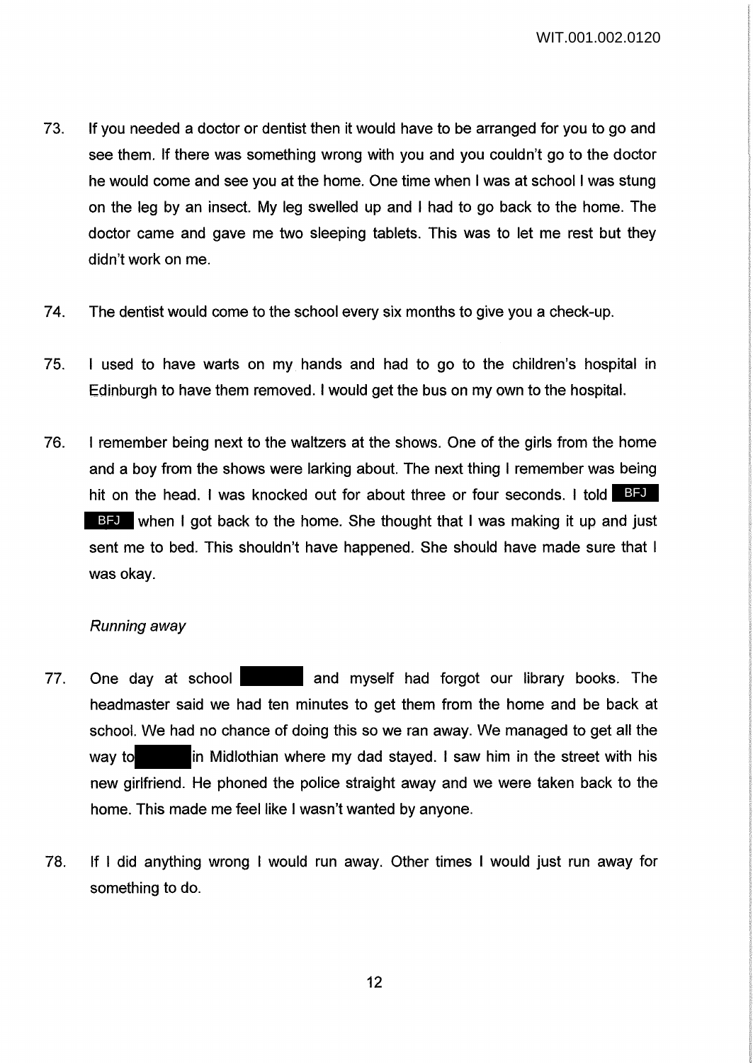73. If you needed a doctor or dentist then it would have to be arranged for you to go and see them. If there was something wrong with you and you couldn't go to the doctor he would come and see you at the home. One time when I was at school I was stung on the leg by an insect. My leg swelled up and I had to go back to the home. The doctor came and gave me two sleeping tablets. This was to let me rest but they didn't work on me.

74. The dentist would come to the school every six months to give you a check-up.

75. I used to have warts on my hands and had to go to the children's hospital in Edinburgh to have them removed. I would get the bus on my own to the hospital.

76. I remember being next to the waltzers at the shows. One of the girls from the home and a boy from the shows were larking about. The next thing I remember was being hit on the head. I was knocked out for about three or four seconds. I told BFJ BFJ when I got back to the home. She thought that I was making it up and just sent me to bed. This shouldn't have happened. She should have made sure that I was okay.

*Running away*

77. One day at school [redacted] and myself had forgot our library books. The headmaster said we had ten minutes to get them from the home and be back at school. We had no chance of doing this so we ran away. We managed to get all the way to [redacted] in Midlothian where my dad stayed. I saw him in the street with his new girlfriend. He phoned the police straight away and we were taken back to the home. This made me feel like I wasn't wanted by anyone.

78. If I did anything wrong I would run away. Other times I would just run away for something to do.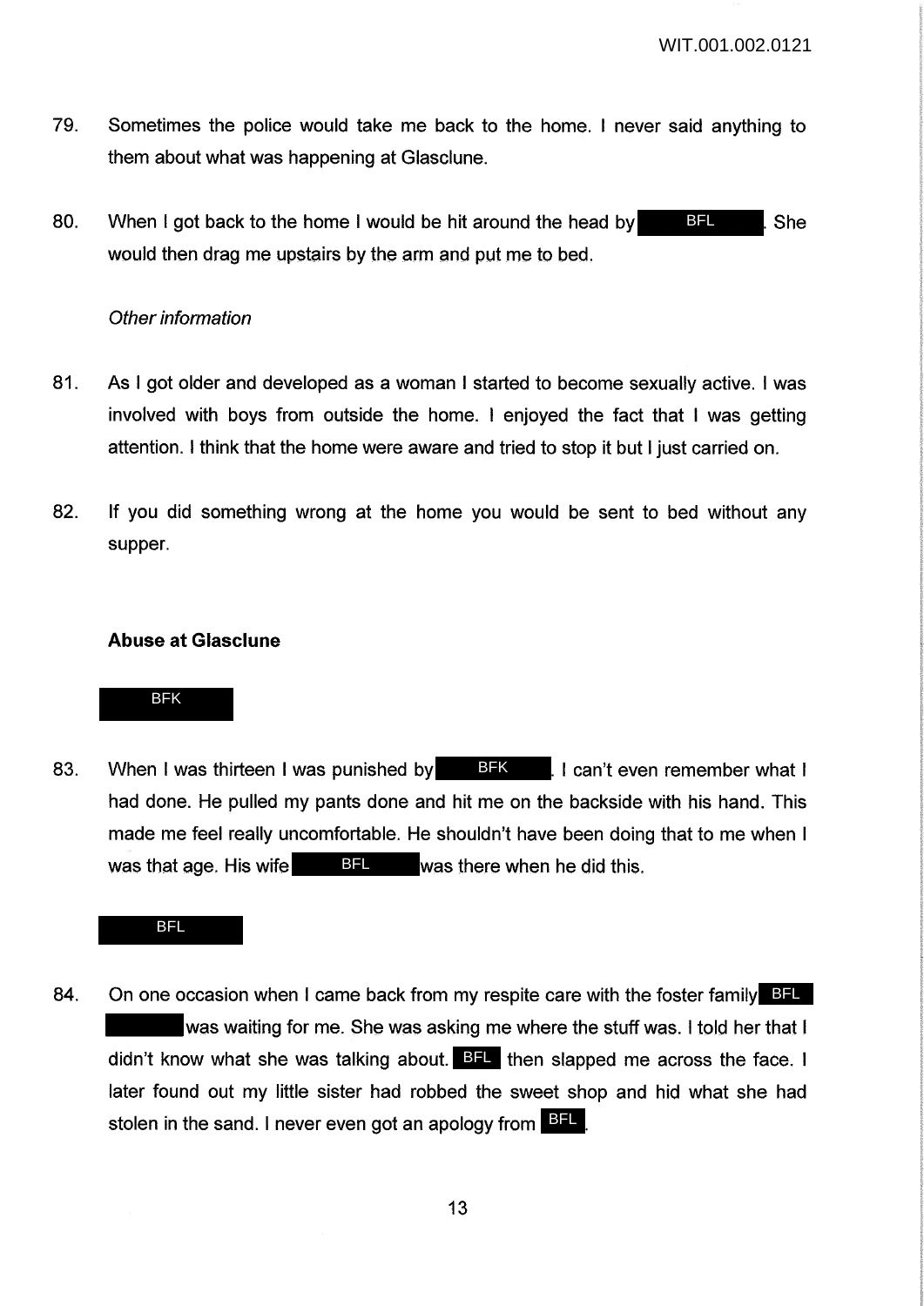79. Sometimes the police would take me back to the home. I never said anything to them about what was happening at Glasclune.

80. When I got back to the home I would be hit around the head by BFL. She would then drag me upstairs by the arm and put me to bed.

*Other information*

81. As I got older and developed as a woman I started to become sexually active. I was involved with boys from outside the home. I enjoyed the fact that I was getting attention. I think that the home were aware and tried to stop it but I just carried on.

82. If you did something wrong at the home you would be sent to bed without any supper.

**Abuse at Glasclune**

BFK

83. When I was thirteen I was punished by BFK. I can't even remember what I had done. He pulled my pants done and hit me on the backside with his hand. This made me feel really uncomfortable. He shouldn't have been doing that to me when I was that age. His wife BFL was there when he did this.

BFL

84. On one occasion when I came back from my respite care with the foster family BFL was waiting for me. She was asking me where the stuff was. I told her that I didn't know what she was talking about. BFL then slapped me across the face. I later found out my little sister had robbed the sweet shop and hid what she had stolen in the sand. I never even got an apology from BFL.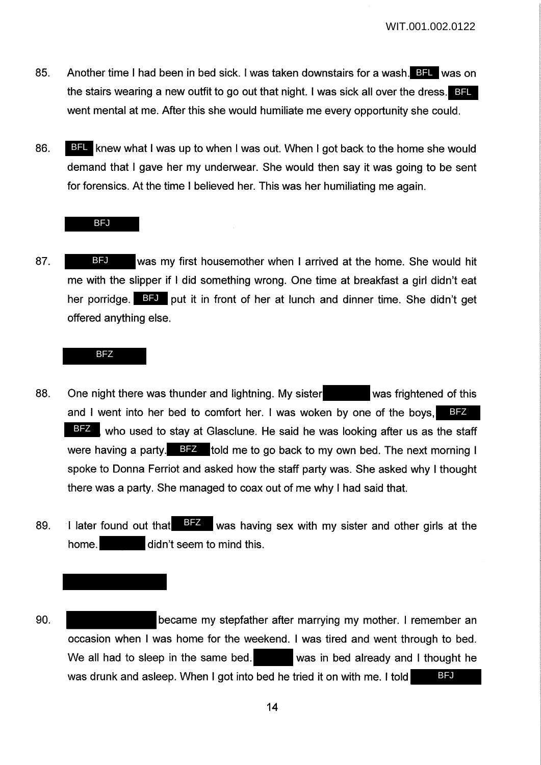85. Another time I had been in bed sick. I was taken downstairs for a wash. BFL was on the stairs wearing a new outfit to go out that night. I was sick all over the dress. BFL went mental at me. After this she would humiliate me every opportunity she could.

86. BFL knew what I was up to when I was out. When I got back to the home she would demand that I gave her my underwear. She would then say it was going to be sent for forensics. At the time I believed her. This was her humiliating me again.

### BFJ

87. BFJ was my first housemother when I arrived at the home. She would hit me with the slipper if I did something wrong. One time at breakfast a girl didn't eat her porridge. BFJ put it in front of her at lunch and dinner time. She didn't get offered anything else.

### BFZ

88. One night there was thunder and lightning. My sister [redacted] was frightened of this and I went into her bed to comfort her. I was woken by one of the boys, BFZ BFZ who used to stay at Glasclune. He said he was looking after us as the staff were having a party. BFZ told me to go back to my own bed. The next morning I spoke to Donna Ferriot and asked how the staff party was. She asked why I thought there was a party. She managed to coax out of me why I had said that.

89. I later found out that BFZ was having sex with my sister and other girls at the home. [redacted] didn't seem to mind this.

### [redacted]

90. [redacted] became my stepfather after marrying my mother. I remember an occasion when I was home for the weekend. I was tired and went through to bed. We all had to sleep in the same bed. [redacted] was in bed already and I thought he was drunk and asleep. When I got into bed he tried it on with me. I told BFJ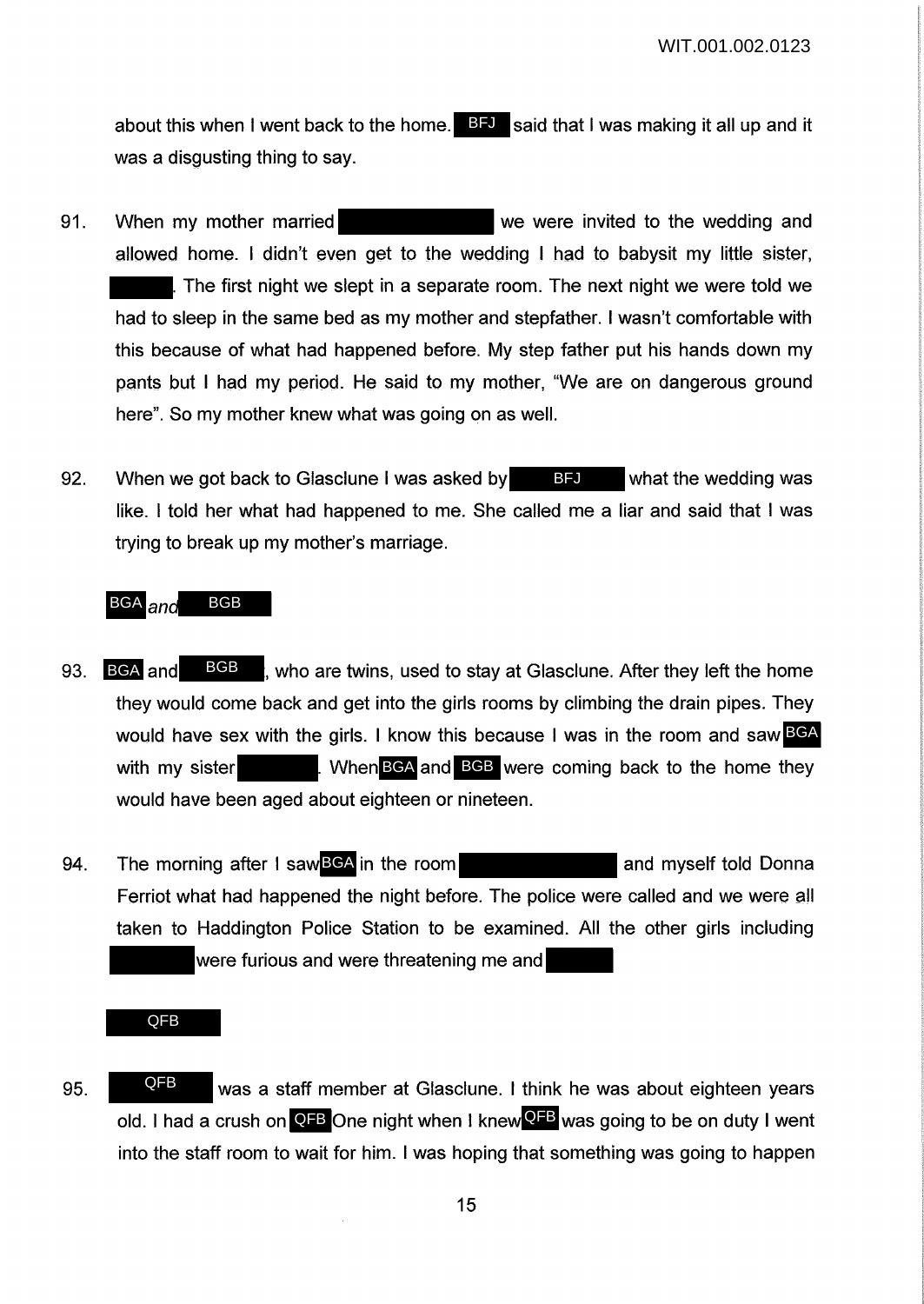about this when I went back to the home. BFJ said that I was making it all up and it was a disgusting thing to say.

91. When my mother married [redacted] we were invited to the wedding and allowed home. I didn't even get to the wedding I had to babysit my little sister, [redacted]. The first night we slept in a separate room. The next night we were told we had to sleep in the same bed as my mother and stepfather. I wasn't comfortable with this because of what had happened before. My step father put his hands down my pants but I had my period. He said to my mother, "We are on dangerous ground here". So my mother knew what was going on as well.

92. When we got back to Glasclune I was asked by BFJ what the wedding was like. I told her what had happened to me. She called me a liar and said that I was trying to break up my mother's marriage.

*BGA and BGB*

93. BGA and BGB, who are twins, used to stay at Glasclune. After they left the home they would come back and get into the girls rooms by climbing the drain pipes. They would have sex with the girls. I know this because I was in the room and saw BGA with my sister [redacted]. When BGA and BGB were coming back to the home they would have been aged about eighteen or nineteen.

94. The morning after I saw BGA in the room [redacted] and myself told Donna Ferriot what had happened the night before. The police were called and we were all taken to Haddington Police Station to be examined. All the other girls including [redacted] were furious and were threatening me and [redacted]

QFB

95. QFB was a staff member at Glasclune. I think he was about eighteen years old. I had a crush on QFB One night when I knew QFB was going to be on duty I went into the staff room to wait for him. I was hoping that something was going to happen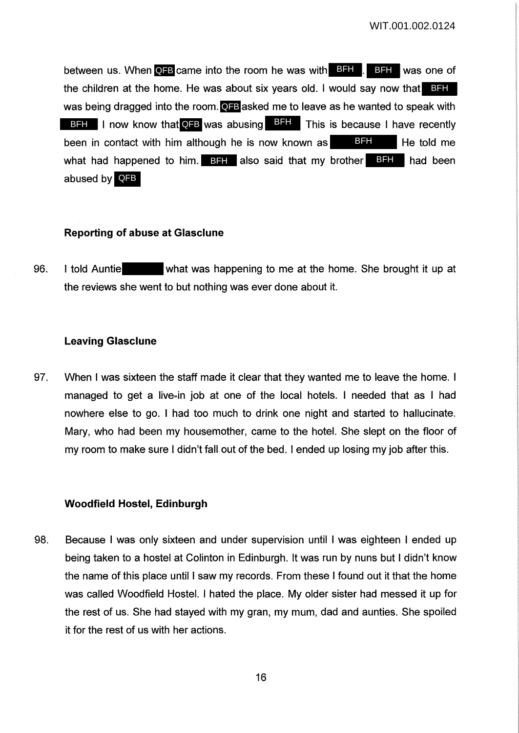between us. When QFB came into the room he was with BFH . BFH was one of the children at the home. He was about six years old. I would say now that BFH was being dragged into the room. QFB asked me to leave as he wanted to speak with BFH I now know that QFB was abusing BFH This is because I have recently been in contact with him although he is now known as BFH He told me what had happened to him. BFH also said that my brother BFH had been abused by QFB

**Reporting of abuse at Glasclune**

96. I told Auntie what was happening to me at the home. She brought it up at the reviews she went to but nothing was ever done about it.

**Leaving Glasclune**

97. When I was sixteen the staff made it clear that they wanted me to leave the home. I managed to get a live-in job at one of the local hotels. I needed that as I had nowhere else to go. I had too much to drink one night and started to hallucinate. Mary, who had been my housemother, came to the hotel. She slept on the floor of my room to make sure I didn't fall out of the bed. I ended up losing my job after this.

**Woodfield Hostel, Edinburgh**

98. Because I was only sixteen and under supervision until I was eighteen I ended up being taken to a hostel at Colinton in Edinburgh. It was run by nuns but I didn't know the name of this place until I saw my records. From these I found out it that the home was called Woodfield Hostel. I hated the place. My older sister had messed it up for the rest of us. She had stayed with my gran, my mum, dad and aunties. She spoiled it for the rest of us with her actions.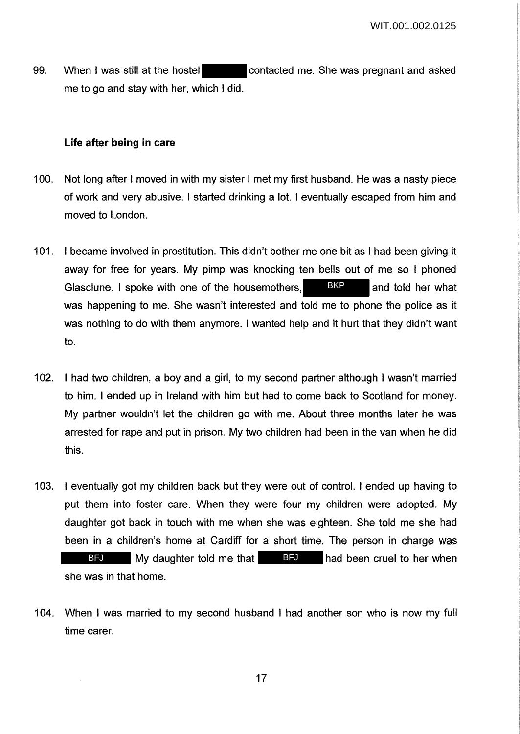99. When I was still at the hostel [redacted] contacted me. She was pregnant and asked me to go and stay with her, which I did.

### Life after being in care

100. Not long after I moved in with my sister I met my first husband. He was a nasty piece of work and very abusive. I started drinking a lot. I eventually escaped from him and moved to London.

101. I became involved in prostitution. This didn't bother me one bit as I had been giving it away for free for years. My pimp was knocking ten bells out of me so I phoned Glasclune. I spoke with one of the housemothers, BKP and told her what was happening to me. She wasn't interested and told me to phone the police as it was nothing to do with them anymore. I wanted help and it hurt that they didn't want to.

102. I had two children, a boy and a girl, to my second partner although I wasn't married to him. I ended up in Ireland with him but had to come back to Scotland for money. My partner wouldn't let the children go with me. About three months later he was arrested for rape and put in prison. My two children had been in the van when he did this.

103. I eventually got my children back but they were out of control. I ended up having to put them into foster care. When they were four my children were adopted. My daughter got back in touch with me when she was eighteen. She told me she had been in a children's home at Cardiff for a short time. The person in charge was BFJ My daughter told me that BFJ had been cruel to her when she was in that home.

104. When I was married to my second husband I had another son who is now my full time carer.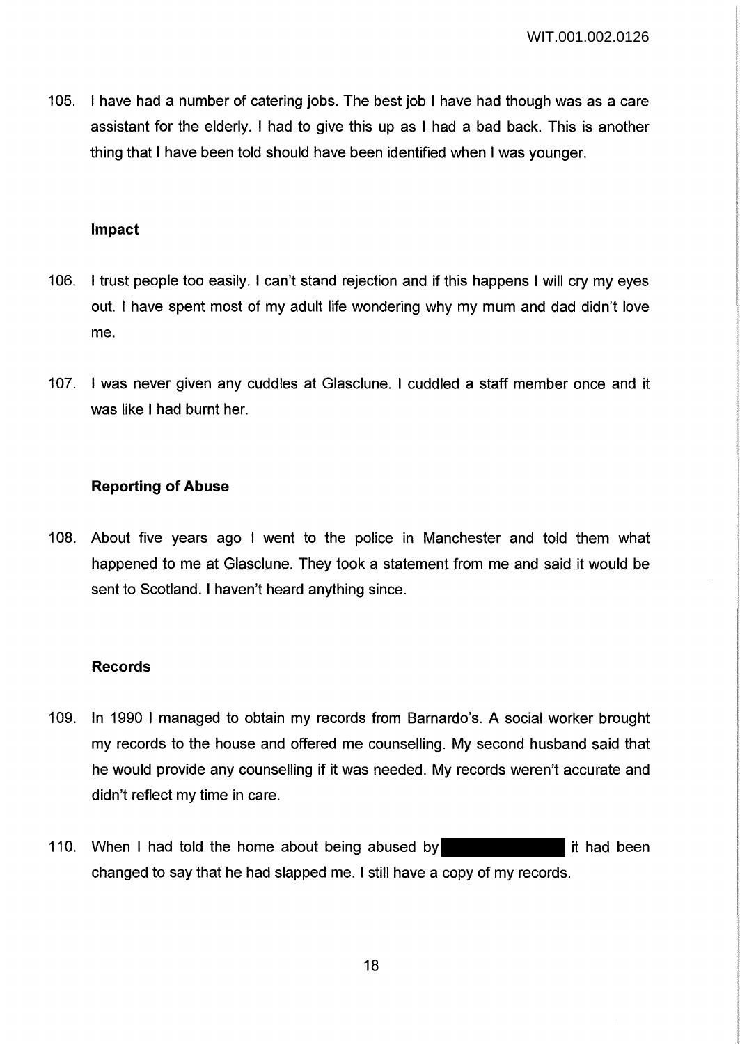105. I have had a number of catering jobs. The best job I have had though was as a care assistant for the elderly. I had to give this up as I had a bad back. This is another thing that I have been told should have been identified when I was younger.

### Impact

106. I trust people too easily. I can't stand rejection and if this happens I will cry my eyes out. I have spent most of my adult life wondering why my mum and dad didn't love me.

107. I was never given any cuddles at Glasclune. I cuddled a staff member once and it was like I had burnt her.

### Reporting of Abuse

108. About five years ago I went to the police in Manchester and told them what happened to me at Glasclune. They took a statement from me and said it would be sent to Scotland. I haven't heard anything since.

### Records

109. In 1990 I managed to obtain my records from Barnardo's. A social worker brought my records to the house and offered me counselling. My second husband said that he would provide any counselling if it was needed. My records weren't accurate and didn't reflect my time in care.

110. When I had told the home about being abused by [REDACTED] it had been changed to say that he had slapped me. I still have a copy of my records.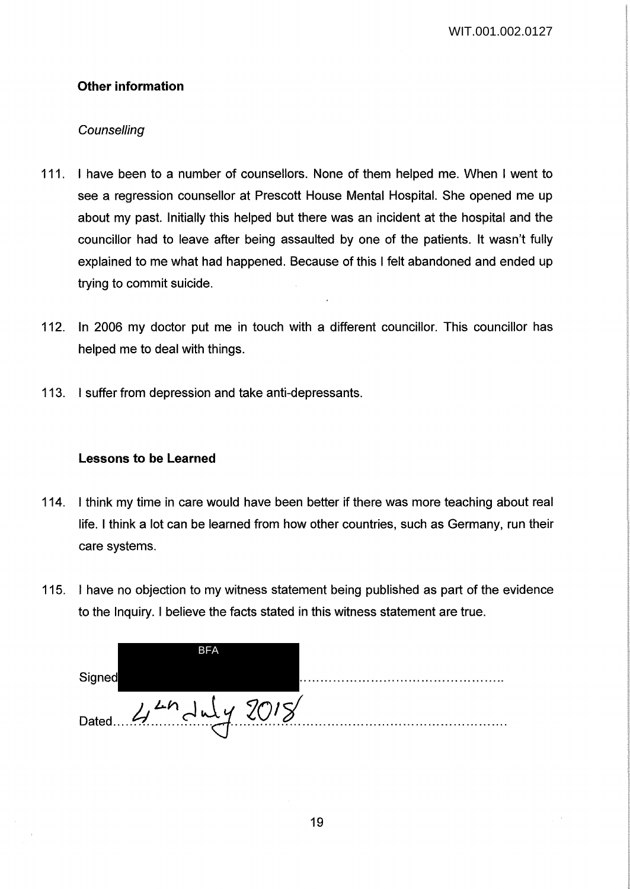**Other information**

*Counselling*

111. I have been to a number of counsellors. None of them helped me. When I went to see a regression counsellor at Prescott House Mental Hospital. She opened me up about my past. Initially this helped but there was an incident at the hospital and the councillor had to leave after being assaulted by one of the patients. It wasn't fully explained to me what had happened. Because of this I felt abandoned and ended up trying to commit suicide.

112. In 2006 my doctor put me in touch with a different councillor. This councillor has helped me to deal with things.

113. I suffer from depression and take anti-depressants.

**Lessons to be Learned**

114. I think my time in care would have been better if there was more teaching about real life. I think a lot can be learned from how other countries, such as Germany, run their care systems.

115. I have no objection to my witness statement being published as part of the evidence to the Inquiry. I believe the facts stated in this witness statement are true.

Signed BFA ...............................................

Dated... 4th July 2018 ...............................................